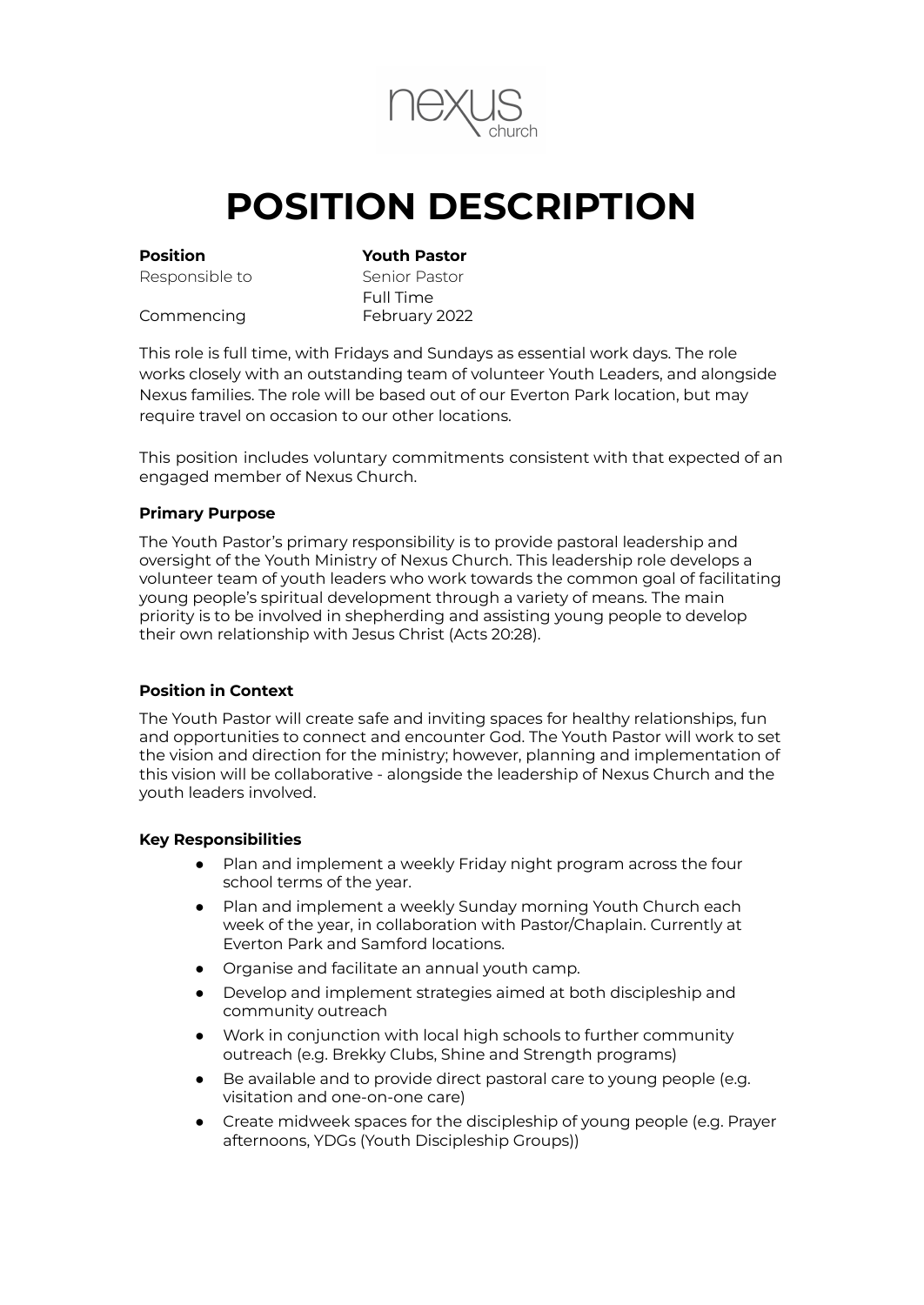nexus church

# POSITION DESCRIPTION

| | |
|---|---|
| **Position** | **Youth Pastor** |
| Responsible to | Senior Pastor |
| | Full Time |
| Commencing | February 2022 |

This role is full time, with Fridays and Sundays as essential work days. The role works closely with an outstanding team of volunteer Youth Leaders, and alongside Nexus families. The role will be based out of our Everton Park location, but may require travel on occasion to our other locations.

This position includes voluntary commitments consistent with that expected of an engaged member of Nexus Church.

**Primary Purpose**

The Youth Pastor's primary responsibility is to provide pastoral leadership and oversight of the Youth Ministry of Nexus Church. This leadership role develops a volunteer team of youth leaders who work towards the common goal of facilitating young people's spiritual development through a variety of means. The main priority is to be involved in shepherding and assisting young people to develop their own relationship with Jesus Christ (Acts 20:28).

**Position in Context**

The Youth Pastor will create safe and inviting spaces for healthy relationships, fun and opportunities to connect and encounter God. The Youth Pastor will work to set the vision and direction for the ministry; however, planning and implementation of this vision will be collaborative - alongside the leadership of Nexus Church and the youth leaders involved.

**Key Responsibilities**

- Plan and implement a weekly Friday night program across the four school terms of the year.
- Plan and implement a weekly Sunday morning Youth Church each week of the year, in collaboration with Pastor/Chaplain. Currently at Everton Park and Samford locations.
- Organise and facilitate an annual youth camp.
- Develop and implement strategies aimed at both discipleship and community outreach
- Work in conjunction with local high schools to further community outreach (e.g. Brekky Clubs, Shine and Strength programs)
- Be available and to provide direct pastoral care to young people (e.g. visitation and one-on-one care)
- Create midweek spaces for the discipleship of young people (e.g. Prayer afternoons, YDGs (Youth Discipleship Groups))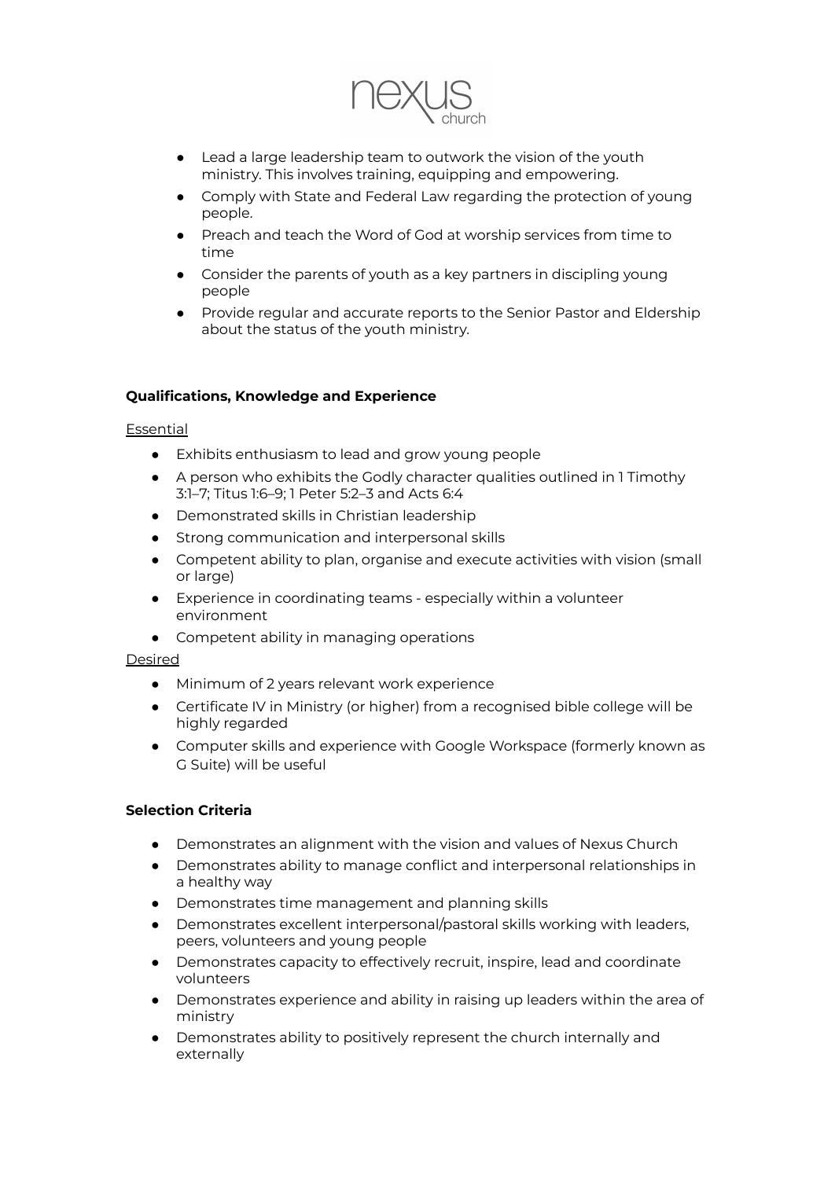- Lead a large leadership team to outwork the vision of the youth ministry. This involves training, equipping and empowering.
- Comply with State and Federal Law regarding the protection of young people.
- Preach and teach the Word of God at worship services from time to time
- Consider the parents of youth as a key partners in discipling young people
- Provide regular and accurate reports to the Senior Pastor and Eldership about the status of the youth ministry.

**Qualifications, Knowledge and Experience**

Essential

- Exhibits enthusiasm to lead and grow young people
- A person who exhibits the Godly character qualities outlined in 1 Timothy 3:1–7; Titus 1:6–9; 1 Peter 5:2–3 and Acts 6:4
- Demonstrated skills in Christian leadership
- Strong communication and interpersonal skills
- Competent ability to plan, organise and execute activities with vision (small or large)
- Experience in coordinating teams - especially within a volunteer environment
- Competent ability in managing operations

Desired

- Minimum of 2 years relevant work experience
- Certificate IV in Ministry (or higher) from a recognised bible college will be highly regarded
- Computer skills and experience with Google Workspace (formerly known as G Suite) will be useful

**Selection Criteria**

- Demonstrates an alignment with the vision and values of Nexus Church
- Demonstrates ability to manage conflict and interpersonal relationships in a healthy way
- Demonstrates time management and planning skills
- Demonstrates excellent interpersonal/pastoral skills working with leaders, peers, volunteers and young people
- Demonstrates capacity to effectively recruit, inspire, lead and coordinate volunteers
- Demonstrates experience and ability in raising up leaders within the area of ministry
- Demonstrates ability to positively represent the church internally and externally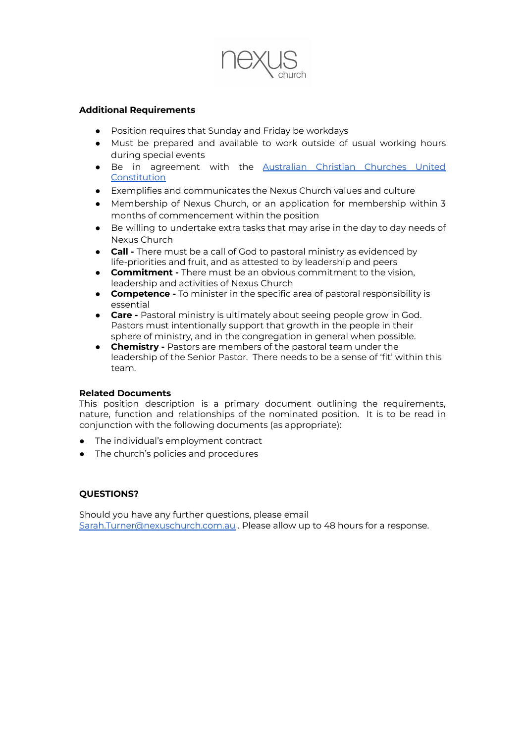**Additional Requirements**

- Position requires that Sunday and Friday be workdays
- Must be prepared and available to work outside of usual working hours during special events
- Be in agreement with the Australian Christian Churches United Constitution
- Exemplifies and communicates the Nexus Church values and culture
- Membership of Nexus Church, or an application for membership within 3 months of commencement within the position
- Be willing to undertake extra tasks that may arise in the day to day needs of Nexus Church
- **Call -** There must be a call of God to pastoral ministry as evidenced by life-priorities and fruit, and as attested to by leadership and peers
- **Commitment -** There must be an obvious commitment to the vision, leadership and activities of Nexus Church
- **Competence -** To minister in the specific area of pastoral responsibility is essential
- **Care -** Pastoral ministry is ultimately about seeing people grow in God. Pastors must intentionally support that growth in the people in their sphere of ministry, and in the congregation in general when possible.
- **Chemistry -** Pastors are members of the pastoral team under the leadership of the Senior Pastor. There needs to be a sense of 'fit' within this team.

**Related Documents**

This position description is a primary document outlining the requirements, nature, function and relationships of the nominated position. It is to be read in conjunction with the following documents (as appropriate):

- The individual's employment contract
- The church's policies and procedures

**QUESTIONS?**

Should you have any further questions, please email Sarah.Turner@nexuschurch.com.au . Please allow up to 48 hours for a response.